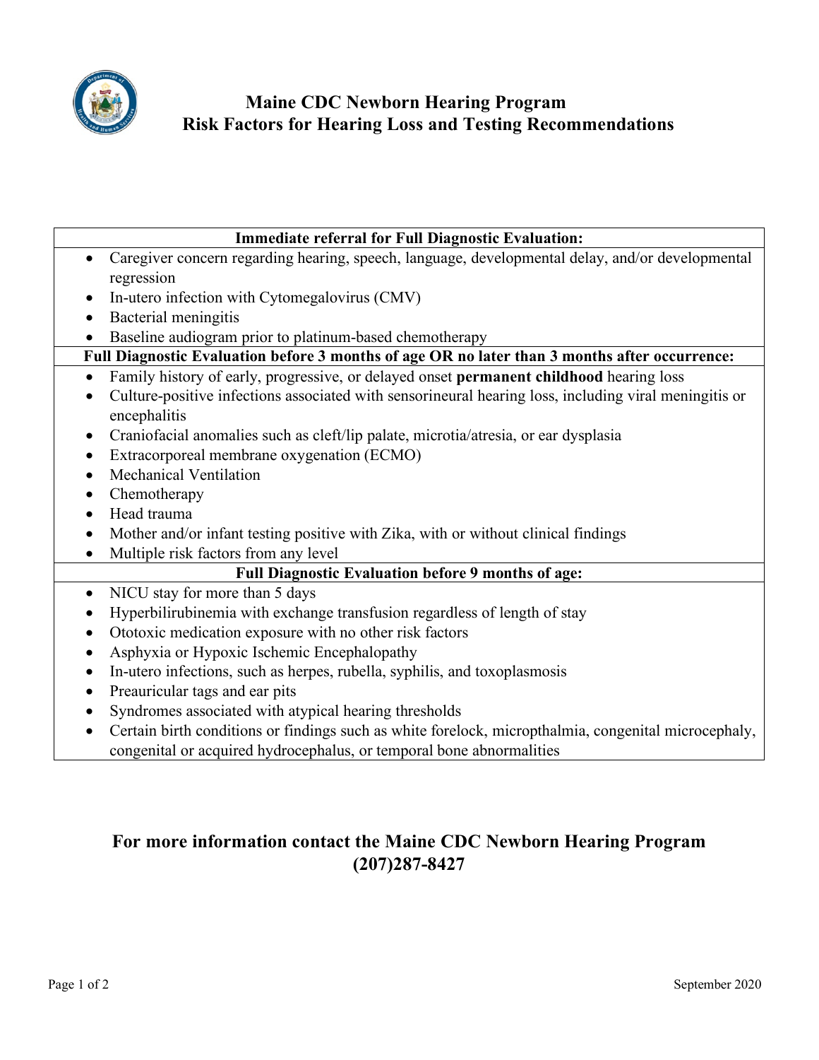# Maine CDC Newborn Hearing Program
## Risk Factors for Hearing Loss and Testing Recommendations

| Immediate referral for Full Diagnostic Evaluation: |
|---|
| • Caregiver concern regarding hearing, speech, language, developmental delay, and/or developmental regression<br>• In-utero infection with Cytomegalovirus (CMV)<br>• Bacterial meningitis<br>• Baseline audiogram prior to platinum-based chemotherapy |
| **Full Diagnostic Evaluation before 3 months of age OR no later than 3 months after occurrence:** |
| • Family history of early, progressive, or delayed onset **permanent childhood** hearing loss<br>• Culture-positive infections associated with sensorineural hearing loss, including viral meningitis or encephalitis<br>• Craniofacial anomalies such as cleft/lip palate, microtia/atresia, or ear dysplasia<br>• Extracorporeal membrane oxygenation (ECMO)<br>• Mechanical Ventilation<br>• Chemotherapy<br>• Head trauma<br>• Mother and/or infant testing positive with Zika, with or without clinical findings<br>• Multiple risk factors from any level |
| **Full Diagnostic Evaluation before 9 months of age:** |
| • NICU stay for more than 5 days<br>• Hyperbilirubinemia with exchange transfusion regardless of length of stay<br>• Ototoxic medication exposure with no other risk factors<br>• Asphyxia or Hypoxic Ischemic Encephalopathy<br>• In-utero infections, such as herpes, rubella, syphilis, and toxoplasmosis<br>• Preauricular tags and ear pits<br>• Syndromes associated with atypical hearing thresholds<br>• Certain birth conditions or findings such as white forelock, micropthalmia, congenital microcephaly, congenital or acquired hydrocephalus, or temporal bone abnormalities |

**For more information contact the Maine CDC Newborn Hearing Program (207)287-8427**

September 2020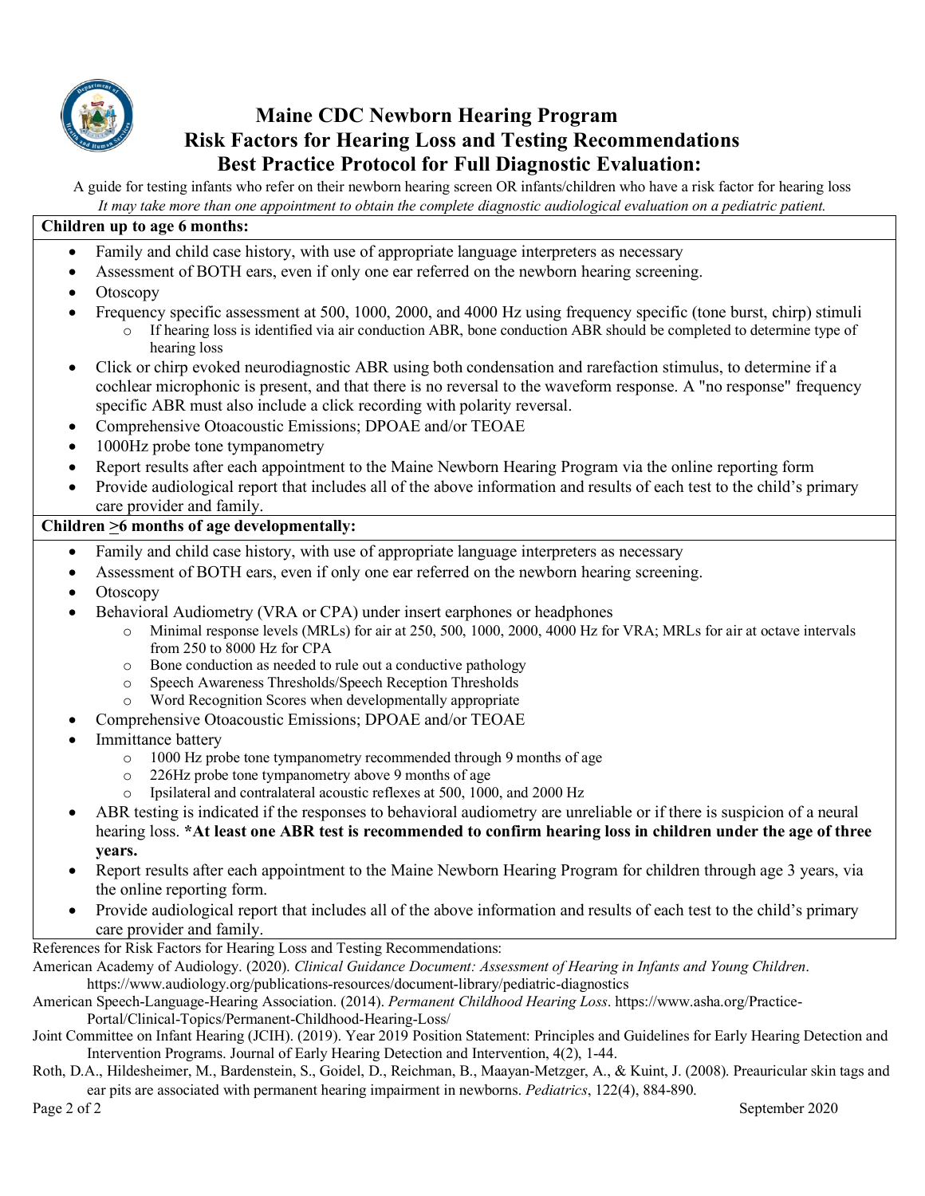# Maine CDC Newborn Hearing Program
# Risk Factors for Hearing Loss and Testing Recommendations
# Best Practice Protocol for Full Diagnostic Evaluation:

A guide for testing infants who refer on their newborn hearing screen OR infants/children who have a risk factor for hearing loss

*It may take more than one appointment to obtain the complete diagnostic audiological evaluation on a pediatric patient.*

## Children up to age 6 months:

- Family and child case history, with use of appropriate language interpreters as necessary
- Assessment of BOTH ears, even if only one ear referred on the newborn hearing screening.
- Otoscopy
- Frequency specific assessment at 500, 1000, 2000, and 4000 Hz using frequency specific (tone burst, chirp) stimuli
  - If hearing loss is identified via air conduction ABR, bone conduction ABR should be completed to determine type of hearing loss
- Click or chirp evoked neurodiagnostic ABR using both condensation and rarefaction stimulus, to determine if a cochlear microphonic is present, and that there is no reversal to the waveform response. A "no response" frequency specific ABR must also include a click recording with polarity reversal.
- Comprehensive Otoacoustic Emissions; DPOAE and/or TEOAE
- 1000Hz probe tone tympanometry
- Report results after each appointment to the Maine Newborn Hearing Program via the online reporting form
- Provide audiological report that includes all of the above information and results of each test to the child's primary care provider and family.

## Children ≥6 months of age developmentally:

- Family and child case history, with use of appropriate language interpreters as necessary
- Assessment of BOTH ears, even if only one ear referred on the newborn hearing screening.
- Otoscopy
- Behavioral Audiometry (VRA or CPA) under insert earphones or headphones
  - Minimal response levels (MRLs) for air at 250, 500, 1000, 2000, 4000 Hz for VRA; MRLs for air at octave intervals from 250 to 8000 Hz for CPA
  - Bone conduction as needed to rule out a conductive pathology
  - Speech Awareness Thresholds/Speech Reception Thresholds
  - Word Recognition Scores when developmentally appropriate
- Comprehensive Otoacoustic Emissions; DPOAE and/or TEOAE
- Immittance battery
  - 1000 Hz probe tone tympanometry recommended through 9 months of age
  - 226Hz probe tone tympanometry above 9 months of age
  - Ipsilateral and contralateral acoustic reflexes at 500, 1000, and 2000 Hz
- ABR testing is indicated if the responses to behavioral audiometry are unreliable or if there is suspicion of a neural hearing loss. **\*At least one ABR test is recommended to confirm hearing loss in children under the age of three years.**
- Report results after each appointment to the Maine Newborn Hearing Program for children through age 3 years, via the online reporting form.
- Provide audiological report that includes all of the above information and results of each test to the child's primary care provider and family.

References for Risk Factors for Hearing Loss and Testing Recommendations:

American Academy of Audiology. (2020). *Clinical Guidance Document: Assessment of Hearing in Infants and Young Children*. https://www.audiology.org/publications-resources/document-library/pediatric-diagnostics

American Speech-Language-Hearing Association. (2014). *Permanent Childhood Hearing Loss*. https://www.asha.org/Practice-Portal/Clinical-Topics/Permanent-Childhood-Hearing-Loss/

Joint Committee on Infant Hearing (JCIH). (2019). Year 2019 Position Statement: Principles and Guidelines for Early Hearing Detection and Intervention Programs. Journal of Early Hearing Detection and Intervention, 4(2), 1-44.

Roth, D.A., Hildesheimer, M., Bardenstein, S., Goidel, D., Reichman, B., Maayan-Metzger, A., & Kuint, J. (2008). Preauricular skin tags and ear pits are associated with permanent hearing impairment in newborns. *Pediatrics*, 122(4), 884-890.

September 2020